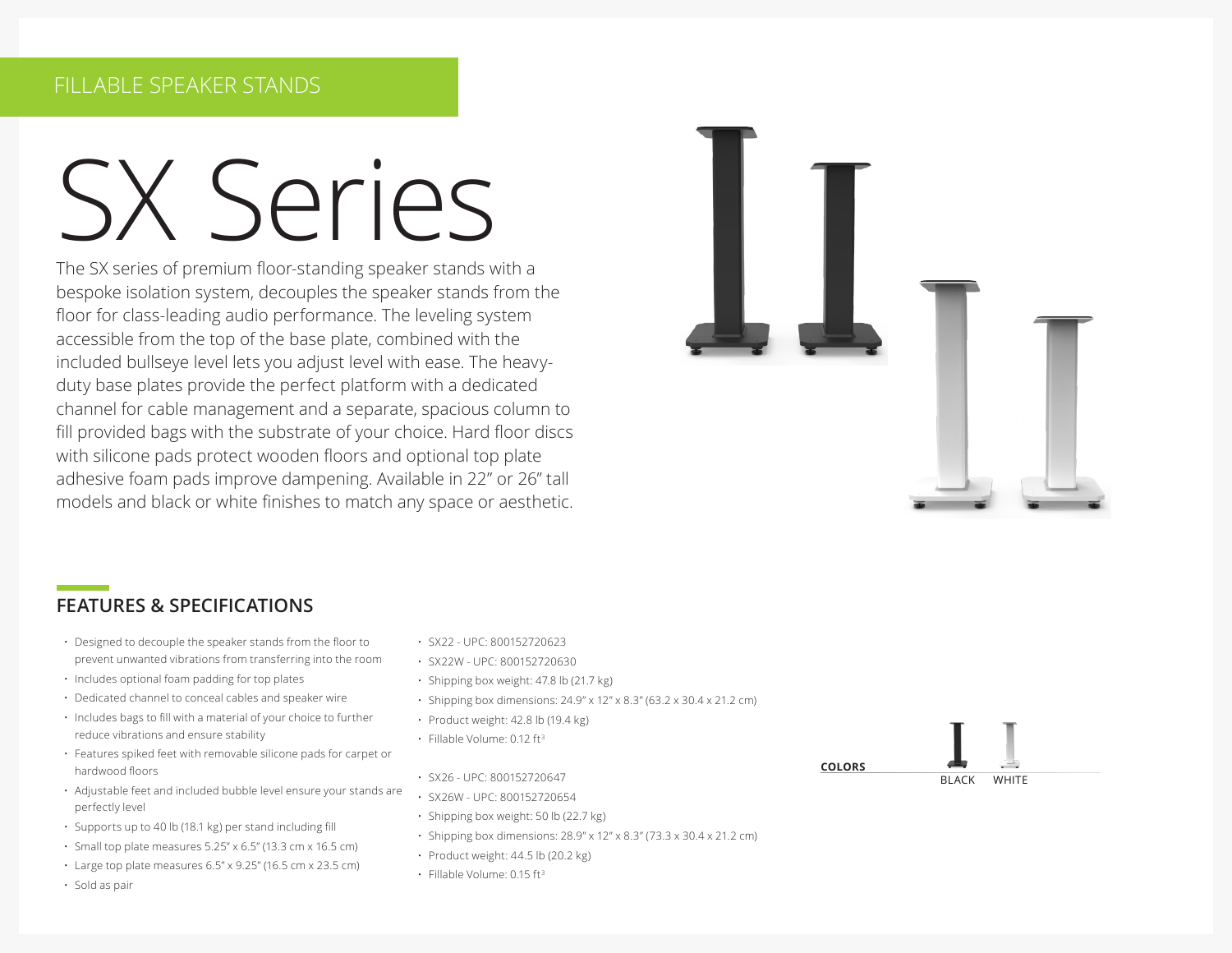FILLABLE SPEAKER STANDS

# SX Series

The SX series of premium floor-standing speaker stands with a bespoke isolation system, decouples the speaker stands from the floor for class-leading audio performance. The leveling system accessible from the top of the base plate, combined with the included bullseye level lets you adjust level with ease. The heavy-duty base plates provide the perfect platform with a dedicated channel for cable management and a separate, spacious column to fill provided bags with the substrate of your choice. Hard floor discs with silicone pads protect wooden floors and optional top plate adhesive foam pads improve dampening. Available in 22" or 26" tall models and black or white finishes to match any space or aesthetic.

## FEATURES & SPECIFICATIONS

- Designed to decouple the speaker stands from the floor to prevent unwanted vibrations from transferring into the room
- Includes optional foam padding for top plates
- Dedicated channel to conceal cables and speaker wire
- Includes bags to fill with a material of your choice to further reduce vibrations and ensure stability
- Features spiked feet with removable silicone pads for carpet or hardwood floors
- Adjustable feet and included bubble level ensure your stands are perfectly level
- Supports up to 40 lb (18.1 kg) per stand including fill
- Small top plate measures 5.25" x 6.5" (13.3 cm x 16.5 cm)
- Large top plate measures 6.5" x 9.25" (16.5 cm x 23.5 cm)
- Sold as pair

- SX22 - UPC: 800152720623
- SX22W - UPC: 800152720630
- Shipping box weight: 47.8 lb (21.7 kg)
- Shipping box dimensions: 24.9" x 12" x 8.3" (63.2 x 30.4 x 21.2 cm)
- Product weight: 42.8 lb (19.4 kg)
- Fillable Volume: 0.12 $ft^3$

- SX26 - UPC: 800152720647
- SX26W - UPC: 800152720654
- Shipping box weight: 50 lb (22.7 kg)
- Shipping box dimensions: 28.9" x 12" x 8.3" (73.3 x 30.4 x 21.2 cm)
- Product weight: 44.5 lb (20.2 kg)
- Fillable Volume: 0.15 $ft^3$

**COLORS**

BLACK WHITE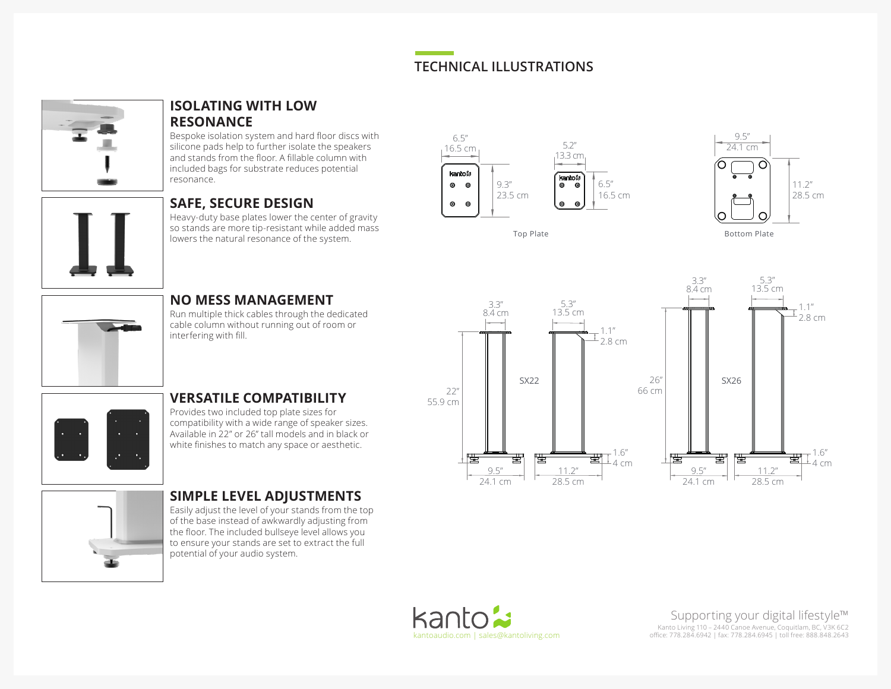## ISOLATING WITH LOW RESONANCE

Bespoke isolation system and hard floor discs with silicone pads help to further isolate the speakers and stands from the floor. A fillable column with included bags for substrate reduces potential resonance.

## SAFE, SECURE DESIGN

Heavy-duty base plates lower the center of gravity so stands are more tip-resistant while added mass lowers the natural resonance of the system.

## NO MESS MANAGEMENT

Run multiple thick cables through the dedicated cable column without running out of room or interfering with fill.

## VERSATILE COMPATIBILITY

Provides two included top plate sizes for compatibility with a wide range of speaker sizes. Available in 22" or 26" tall models and in black or white finishes to match any space or aesthetic.

## SIMPLE LEVEL ADJUSTMENTS

Easily adjust the level of your stands from the top of the base instead of awkwardly adjusting from the floor. The included bullseye level allows you to ensure your stands are set to extract the full potential of your audio system.

## TECHNICAL ILLUSTRATIONS

6.5"
16.5 cm
9.3"
23.5 cm
5.2"
13.3 cm
6.5"
16.5 cm
Top Plate

9.5"
24.1 cm
11.2"
28.5 cm
Bottom Plate

SX22
3.3"
8.4 cm
5.3"
13.5 cm
1.1"
2.8 cm
22"
55.9 cm
1.6"
4 cm
9.5"
24.1 cm
11.2"
28.5 cm

SX26
3.3"
8.4 cm
5.3"
13.5 cm
1.1"
2.8 cm
26"
66 cm
1.6"
4 cm
9.5"
24.1 cm
11.2"
28.5 cm

kanto
kantoaudio.com | sales@kantoliving.com

Supporting your digital lifestyle™
Kanto Living 110 – 2440 Canoe Avenue, Coquitlam, BC, V3K 6C2
office: 778.284.6942 | fax: 778.284.6945 | toll free: 888.848.2643